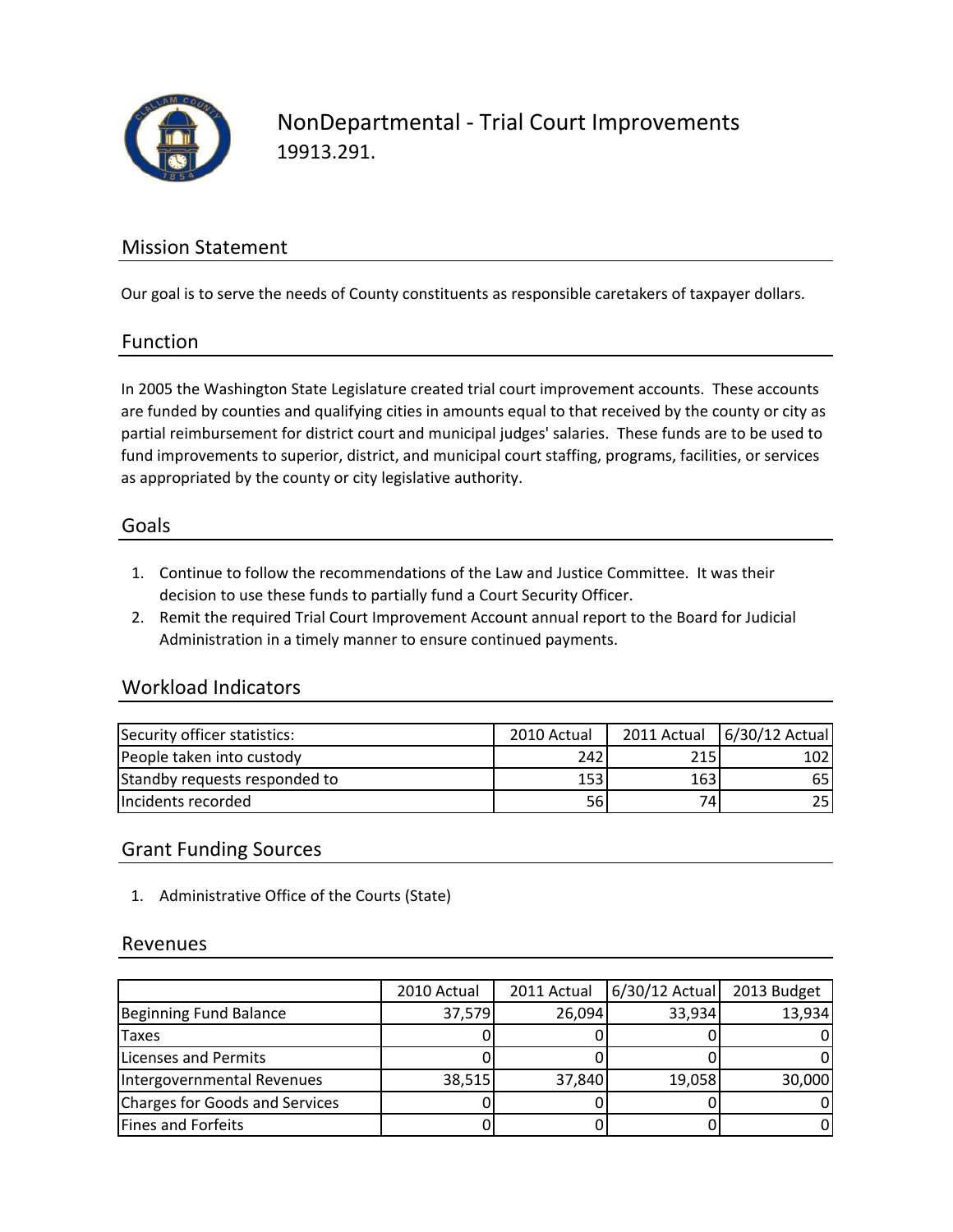# NonDepartmental - Trial Court Improvements

19913.291.

## Mission Statement

Our goal is to serve the needs of County constituents as responsible caretakers of taxpayer dollars.

## Function

In 2005 the Washington State Legislature created trial court improvement accounts. These accounts are funded by counties and qualifying cities in amounts equal to that received by the county or city as partial reimbursement for district court and municipal judges' salaries. These funds are to be used to fund improvements to superior, district, and municipal court staffing, programs, facilities, or services as appropriated by the county or city legislative authority.

## Goals

1. Continue to follow the recommendations of the Law and Justice Committee. It was their decision to use these funds to partially fund a Court Security Officer.
2. Remit the required Trial Court Improvement Account annual report to the Board for Judicial Administration in a timely manner to ensure continued payments.

## Workload Indicators

| Security officer statistics: | 2010 Actual | 2011 Actual | 6/30/12 Actual |
|---|---|---|---|
| People taken into custody | 242 | 215 | 102 |
| Standby requests responded to | 153 | 163 | 65 |
| Incidents recorded | 56 | 74 | 25 |

## Grant Funding Sources

1. Administrative Office of the Courts (State)

## Revenues

| | 2010 Actual | 2011 Actual | 6/30/12 Actual | 2013 Budget |
|---|---|---|---|---|
| Beginning Fund Balance | 37,579 | 26,094 | 33,934 | 13,934 |
| Taxes | 0 | 0 | 0 | 0 |
| Licenses and Permits | 0 | 0 | 0 | 0 |
| Intergovernmental Revenues | 38,515 | 37,840 | 19,058 | 30,000 |
| Charges for Goods and Services | 0 | 0 | 0 | 0 |
| Fines and Forfeits | 0 | 0 | 0 | 0 |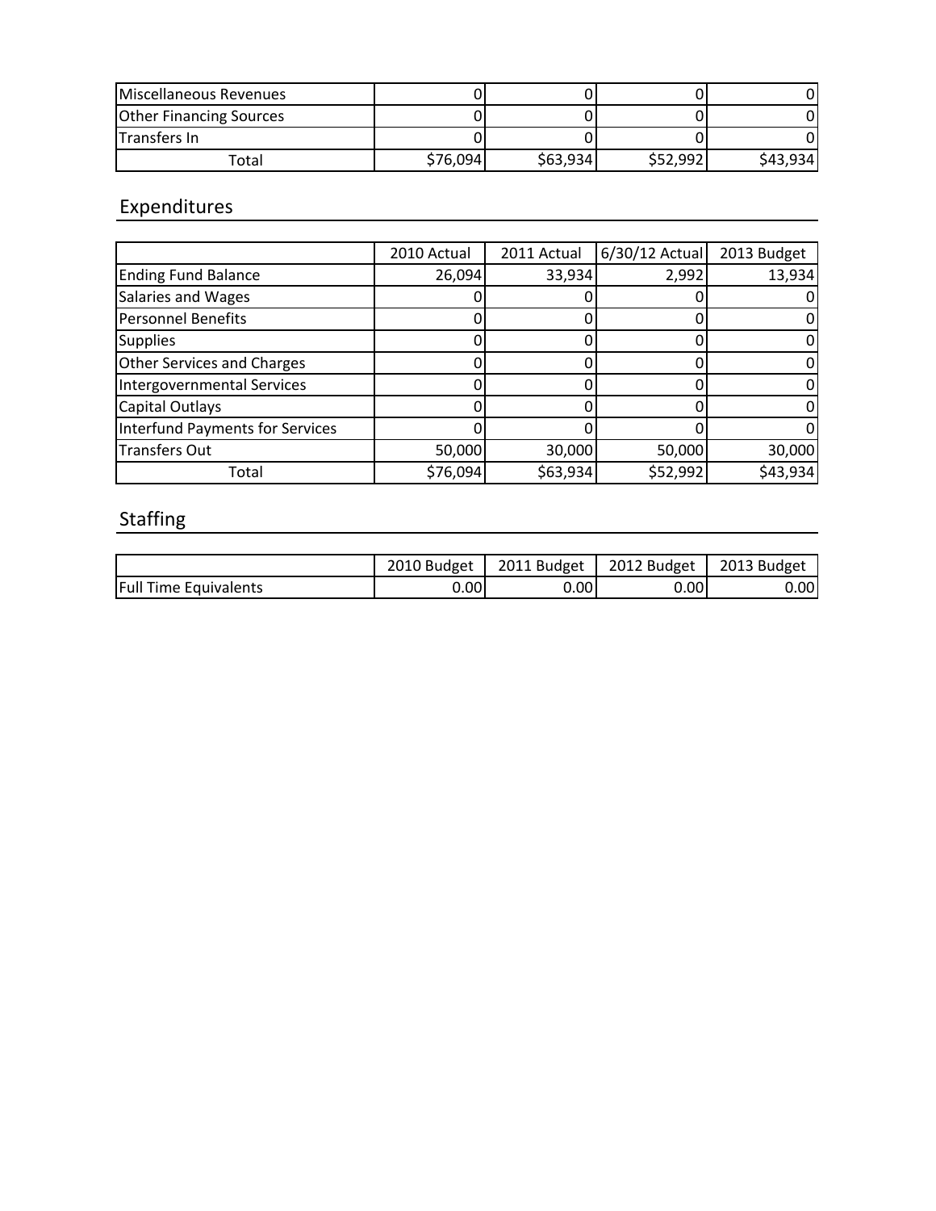| | | | | |
|---|---|---|---|---|
| Miscellaneous Revenues | 0 | 0 | 0 | 0 |
| Other Financing Sources | 0 | 0 | 0 | 0 |
| Transfers In | 0 | 0 | 0 | 0 |
| Total | $76,094 | $63,934 | $52,992 | $43,934 |

## Expenditures

| | 2010 Actual | 2011 Actual | 6/30/12 Actual | 2013 Budget |
|---|---|---|---|---|
| Ending Fund Balance | 26,094 | 33,934 | 2,992 | 13,934 |
| Salaries and Wages | 0 | 0 | 0 | 0 |
| Personnel Benefits | 0 | 0 | 0 | 0 |
| Supplies | 0 | 0 | 0 | 0 |
| Other Services and Charges | 0 | 0 | 0 | 0 |
| Intergovernmental Services | 0 | 0 | 0 | 0 |
| Capital Outlays | 0 | 0 | 0 | 0 |
| Interfund Payments for Services | 0 | 0 | 0 | 0 |
| Transfers Out | 50,000 | 30,000 | 50,000 | 30,000 |
| Total | $76,094 | $63,934 | $52,992 | $43,934 |

## Staffing

| | 2010 Budget | 2011 Budget | 2012 Budget | 2013 Budget |
|---|---|---|---|---|
| Full Time Equivalents | 0.00 | 0.00 | 0.00 | 0.00 |